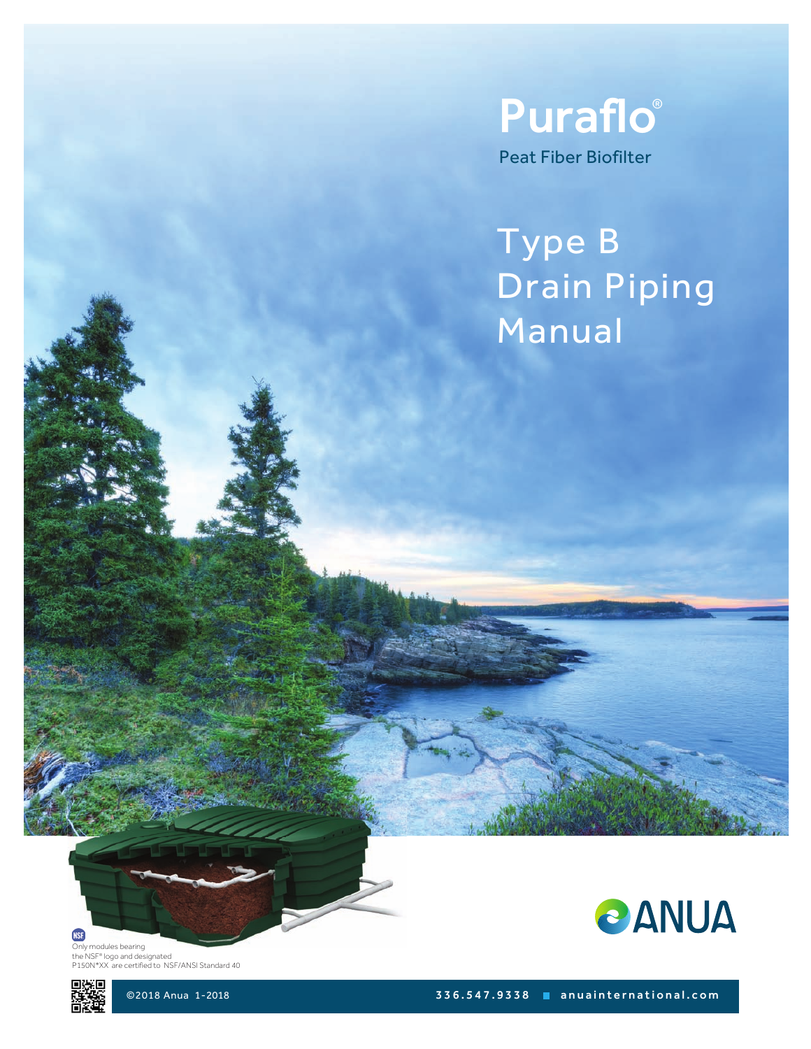# Puraflo®

Peat Fiber Biofilter

## Type B Drain Piping Manual

Only modules bearing the NSF® logo and designated P150N*XX are certified to NSF/ANSI Standard 40

ANUA

©2018 Anua 1-2018

336.547.9338 ■ anuainternational.com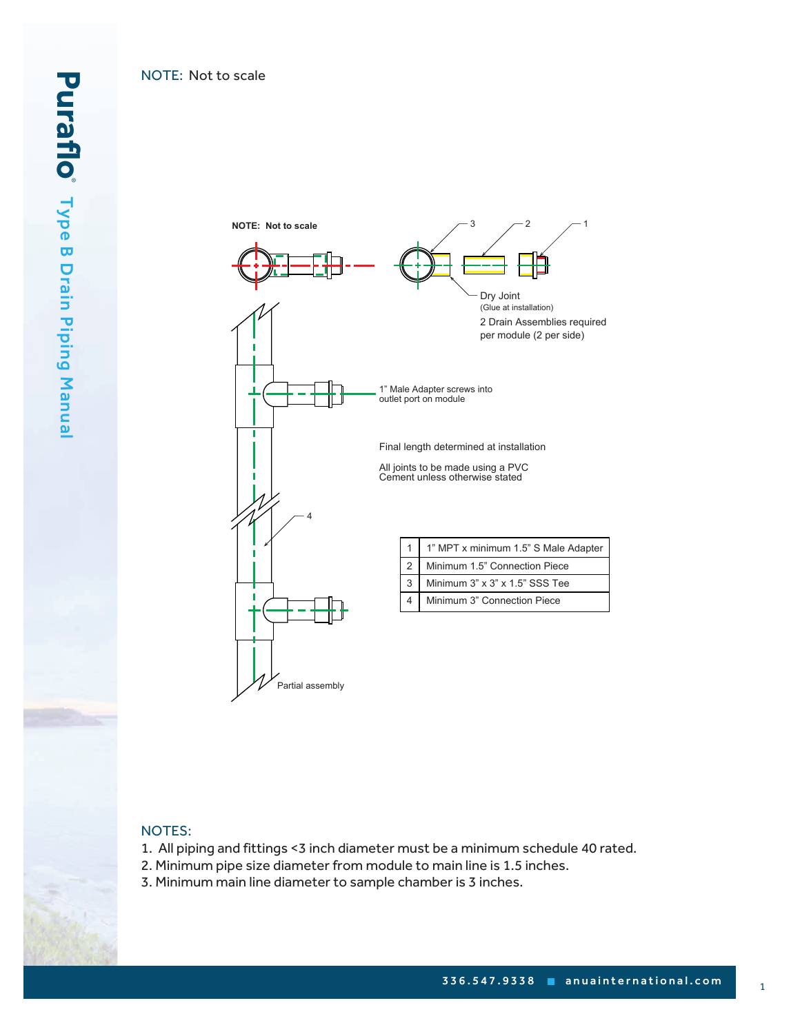NOTE: Not to scale

NOTE: Not to scale

3

2

1

Dry Joint
(Glue at installation)

2 Drain Assemblies required per module (2 per side)

1" Male Adapter screws into outlet port on module

Final length determined at installation

All joints to be made using a PVC Cement unless otherwise stated

4

Partial assembly

| | |
|---|---|
| 1 | 1" MPT x minimum 1.5" S Male Adapter |
| 2 | Minimum 1.5" Connection Piece |
| 3 | Minimum 3" x 3" x 1.5" SSS Tee |
| 4 | Minimum 3" Connection Piece |

NOTES:

1. All piping and fittings <3 inch diameter must be a minimum schedule 40 rated.
2. Minimum pipe size diameter from module to main line is 1.5 inches.
3. Minimum main line diameter to sample chamber is 3 inches.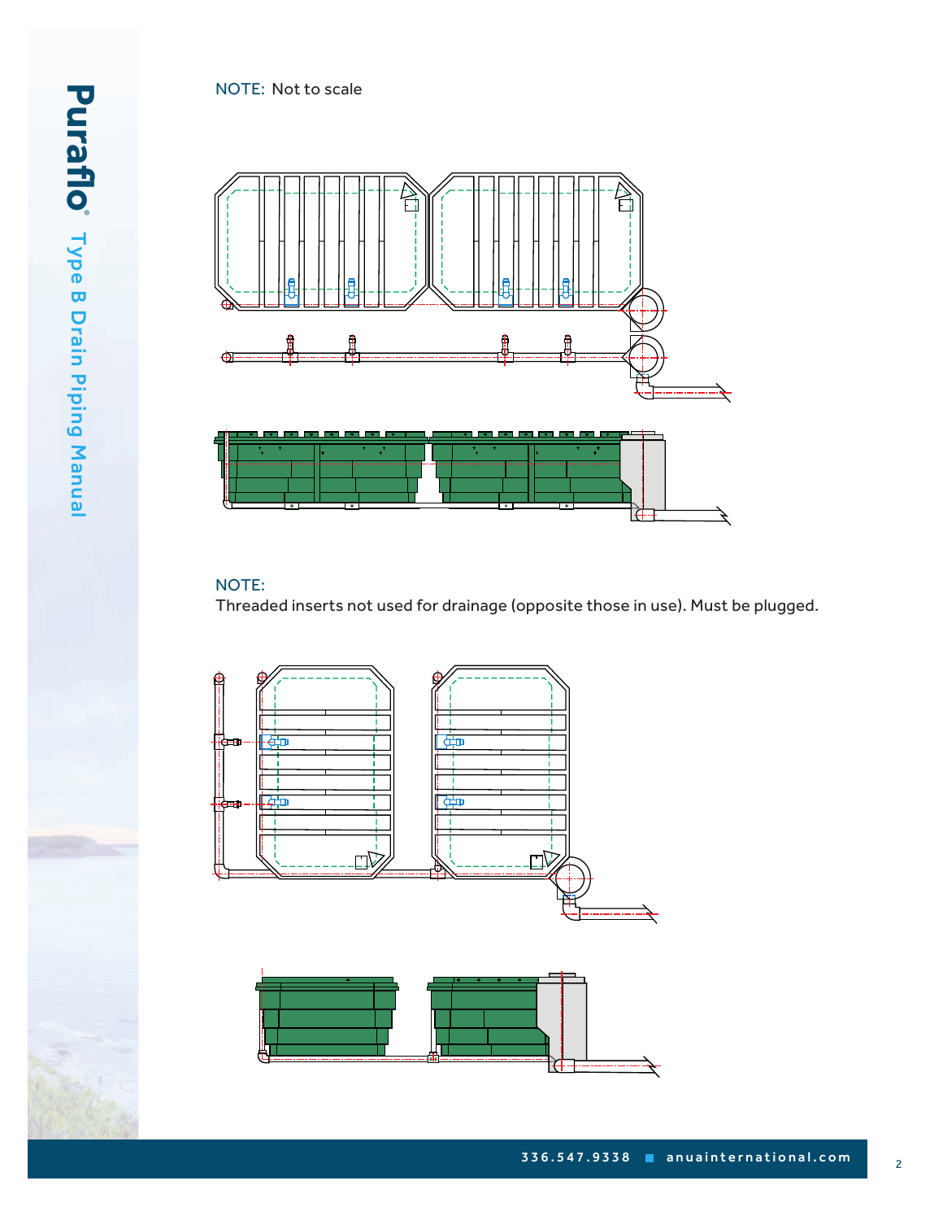NOTE: Not to scale

NOTE:
Threaded inserts not used for drainage (opposite those in use). Must be plugged.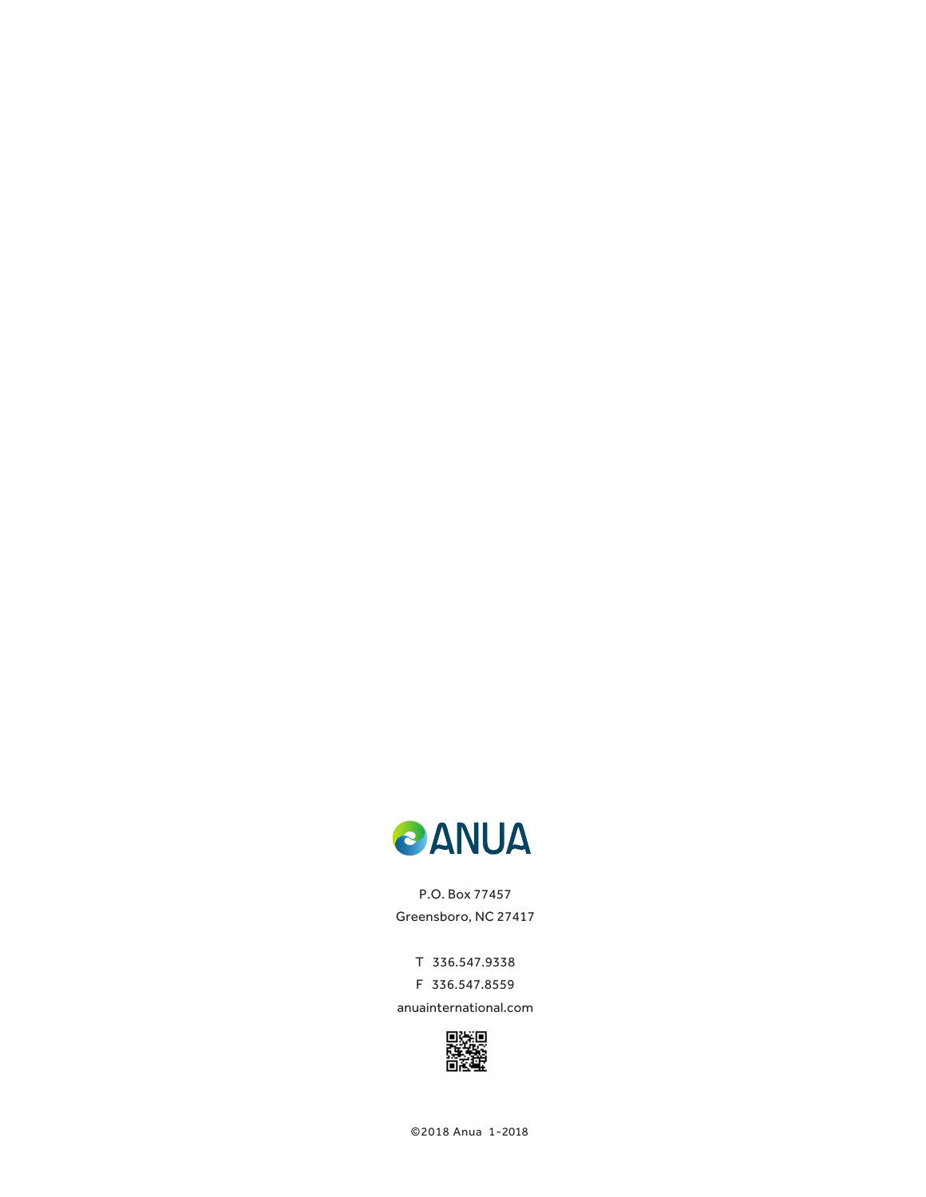ANUA

P.O. Box 77457
Greensboro, NC 27417

T 336.547.9338
F 336.547.8559
anuainternational.com

©2018 Anua 1-2018